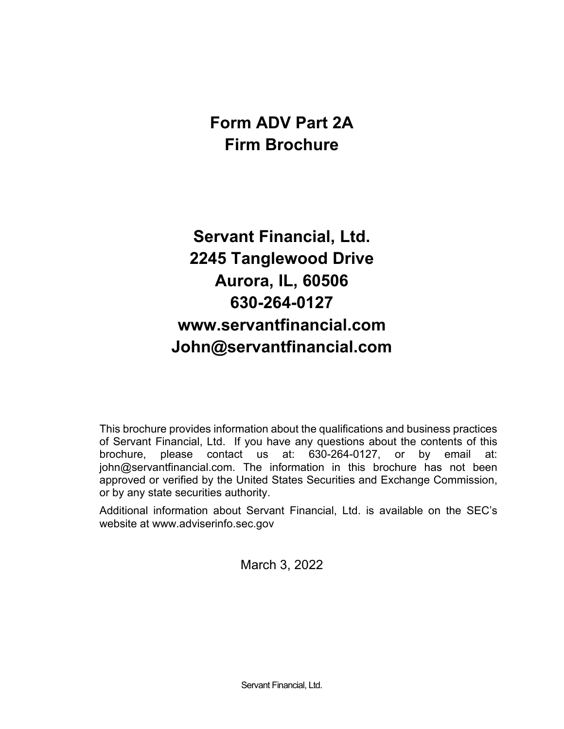# Form ADV Part 2A
# Firm Brochure

## Servant Financial, Ltd.
## 2245 Tanglewood Drive
## Aurora, IL, 60506
## 630-264-0127
## www.servantfinancial.com
## John@servantfinancial.com

This brochure provides information about the qualifications and business practices of Servant Financial, Ltd. If you have any questions about the contents of this brochure, please contact us at: 630-264-0127, or by email at: john@servantfinancial.com. The information in this brochure has not been approved or verified by the United States Securities and Exchange Commission, or by any state securities authority.

Additional information about Servant Financial, Ltd. is available on the SEC's website at www.adviserinfo.sec.gov

March 3, 2022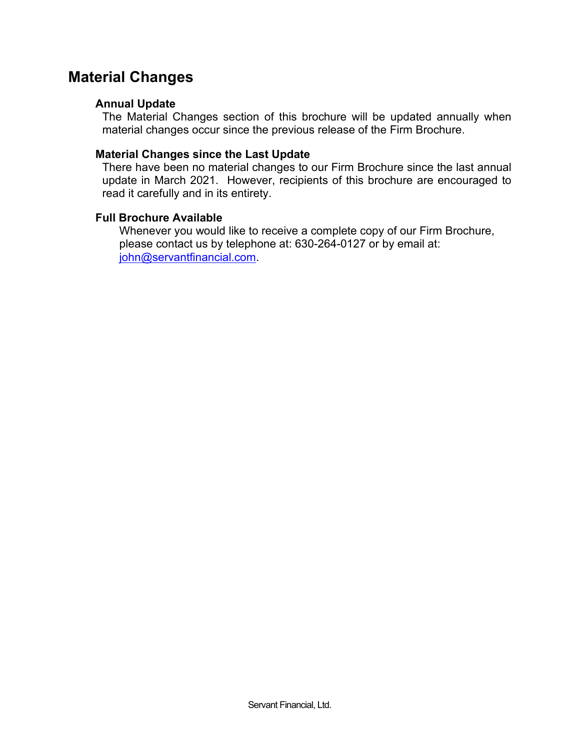## Material Changes

### Annual Update

The Material Changes section of this brochure will be updated annually when material changes occur since the previous release of the Firm Brochure.

### Material Changes since the Last Update

There have been no material changes to our Firm Brochure since the last annual update in March 2021. However, recipients of this brochure are encouraged to read it carefully and in its entirety.

### Full Brochure Available

Whenever you would like to receive a complete copy of our Firm Brochure, please contact us by telephone at: 630-264-0127 or by email at: john@servantfinancial.com.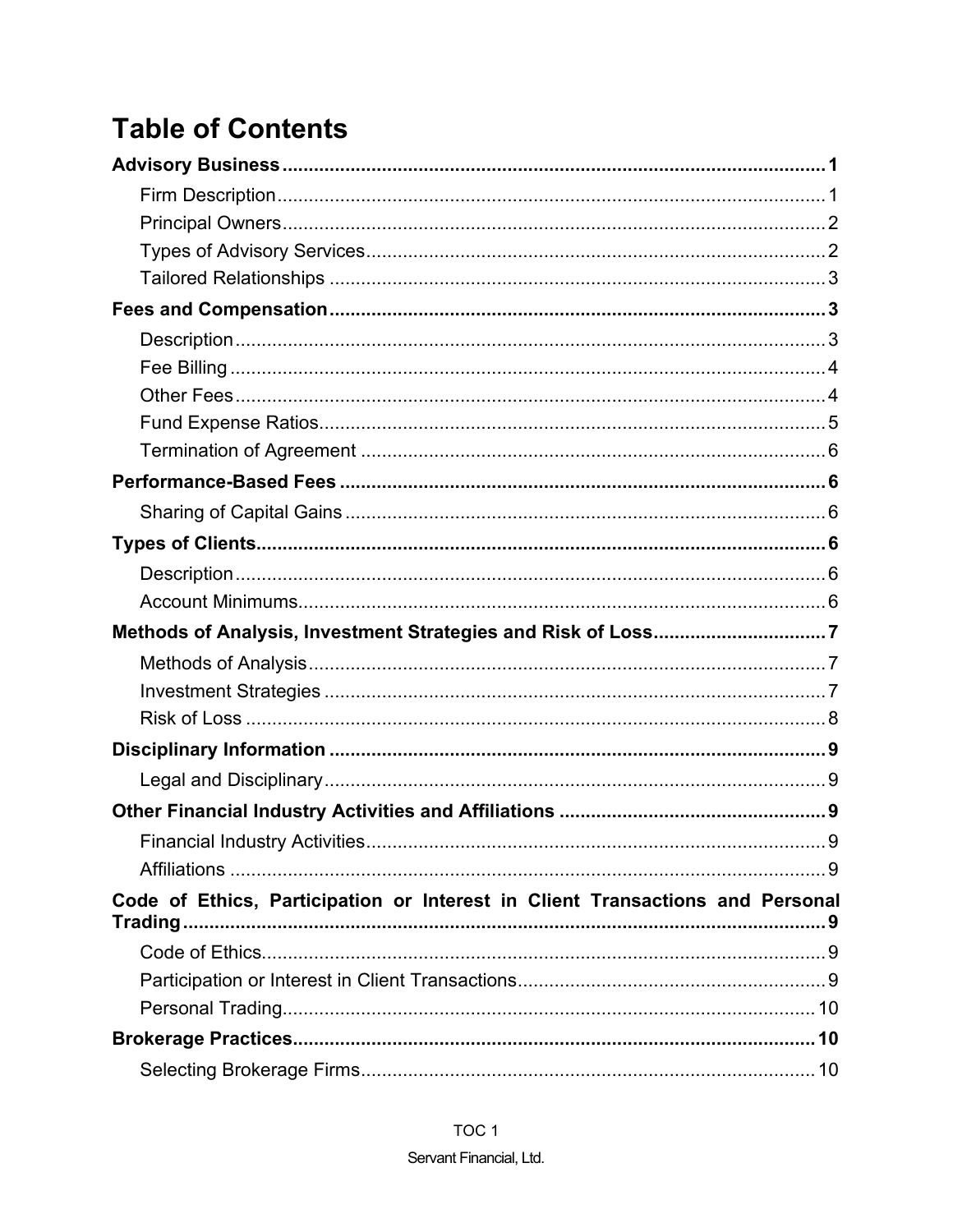# Table of Contents

**Advisory Business** ........ **1**

- Firm Description ........ 1
- Principal Owners ........ 2
- Types of Advisory Services ........ 2
- Tailored Relationships ........ 3

**Fees and Compensation** ........ **3**

- Description ........ 3
- Fee Billing ........ 4
- Other Fees ........ 4
- Fund Expense Ratios ........ 5
- Termination of Agreement ........ 6

**Performance-Based Fees** ........ **6**

- Sharing of Capital Gains ........ 6

**Types of Clients** ........ **6**

- Description ........ 6
- Account Minimums ........ 6

**Methods of Analysis, Investment Strategies and Risk of Loss** ........ **7**

- Methods of Analysis ........ 7
- Investment Strategies ........ 7
- Risk of Loss ........ 8

**Disciplinary Information** ........ **9**

- Legal and Disciplinary ........ 9

**Other Financial Industry Activities and Affiliations** ........ **9**

- Financial Industry Activities ........ 9
- Affiliations ........ 9

**Code of Ethics, Participation or Interest in Client Transactions and Personal Trading** ........ **9**

- Code of Ethics ........ 9
- Participation or Interest in Client Transactions ........ 9
- Personal Trading ........ 10

**Brokerage Practices** ........ **10**

- Selecting Brokerage Firms ........ 10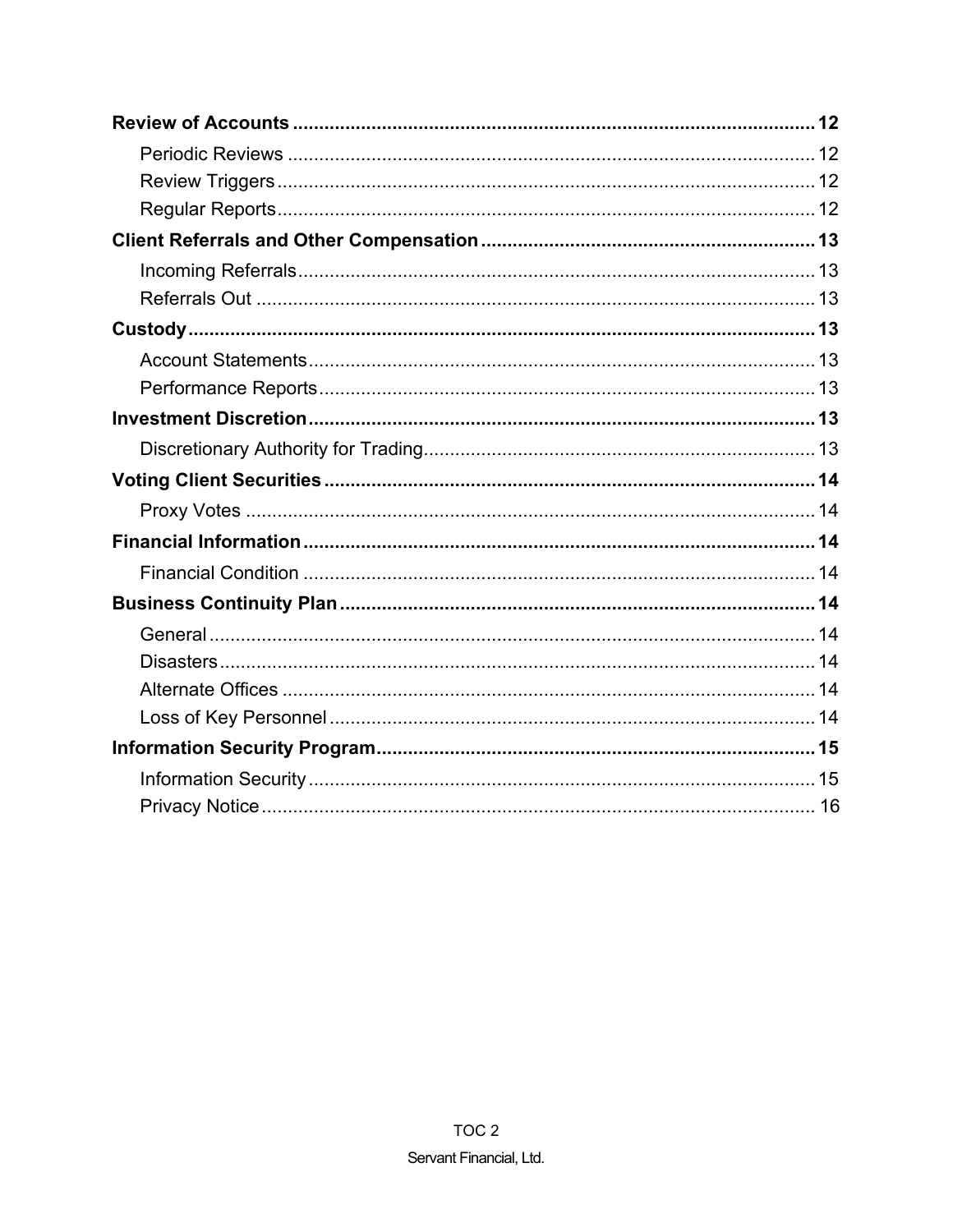**Review of Accounts** .................................................................................................... **12**

Periodic Reviews ..................................................................................................... 12
Review Triggers ....................................................................................................... 12
Regular Reports ....................................................................................................... 12

**Client Referrals and Other Compensation** ................................................................ **13**

Incoming Referrals ................................................................................................... 13
Referrals Out ........................................................................................................... 13

**Custody** ........................................................................................................................ **13**

Account Statements ................................................................................................. 13
Performance Reports ............................................................................................... 13

**Investment Discretion** ................................................................................................. **13**

Discretionary Authority for Trading .......................................................................... 13

**Voting Client Securities** .............................................................................................. **14**

Proxy Votes ............................................................................................................. 14

**Financial Information** .................................................................................................. **14**

Financial Condition .................................................................................................. 14

**Business Continuity Plan** ........................................................................................... **14**

General .................................................................................................................... 14
Disasters .................................................................................................................. 14
Alternate Offices ...................................................................................................... 14
Loss of Key Personnel ............................................................................................. 14

**Information Security Program** ................................................................................... **15**

Information Security ................................................................................................. 15
Privacy Notice .......................................................................................................... 16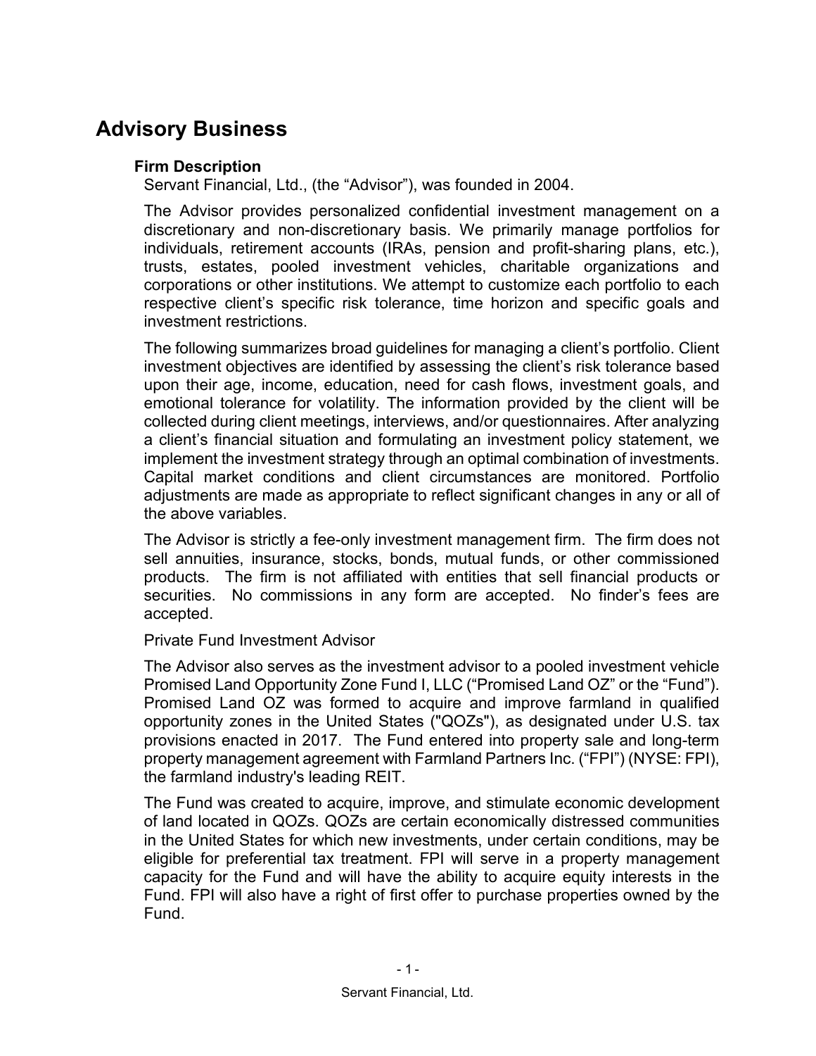# Advisory Business

### Firm Description

Servant Financial, Ltd., (the "Advisor"), was founded in 2004.

The Advisor provides personalized confidential investment management on a discretionary and non-discretionary basis. We primarily manage portfolios for individuals, retirement accounts (IRAs, pension and profit-sharing plans, etc.), trusts, estates, pooled investment vehicles, charitable organizations and corporations or other institutions. We attempt to customize each portfolio to each respective client's specific risk tolerance, time horizon and specific goals and investment restrictions.

The following summarizes broad guidelines for managing a client's portfolio. Client investment objectives are identified by assessing the client's risk tolerance based upon their age, income, education, need for cash flows, investment goals, and emotional tolerance for volatility. The information provided by the client will be collected during client meetings, interviews, and/or questionnaires. After analyzing a client's financial situation and formulating an investment policy statement, we implement the investment strategy through an optimal combination of investments. Capital market conditions and client circumstances are monitored. Portfolio adjustments are made as appropriate to reflect significant changes in any or all of the above variables.

The Advisor is strictly a fee-only investment management firm. The firm does not sell annuities, insurance, stocks, bonds, mutual funds, or other commissioned products. The firm is not affiliated with entities that sell financial products or securities. No commissions in any form are accepted. No finder's fees are accepted.

Private Fund Investment Advisor

The Advisor also serves as the investment advisor to a pooled investment vehicle Promised Land Opportunity Zone Fund I, LLC ("Promised Land OZ" or the "Fund"). Promised Land OZ was formed to acquire and improve farmland in qualified opportunity zones in the United States ("QOZs"), as designated under U.S. tax provisions enacted in 2017. The Fund entered into property sale and long-term property management agreement with Farmland Partners Inc. ("FPI") (NYSE: FPI), the farmland industry's leading REIT.

The Fund was created to acquire, improve, and stimulate economic development of land located in QOZs. QOZs are certain economically distressed communities in the United States for which new investments, under certain conditions, may be eligible for preferential tax treatment. FPI will serve in a property management capacity for the Fund and will have the ability to acquire equity interests in the Fund. FPI will also have a right of first offer to purchase properties owned by the Fund.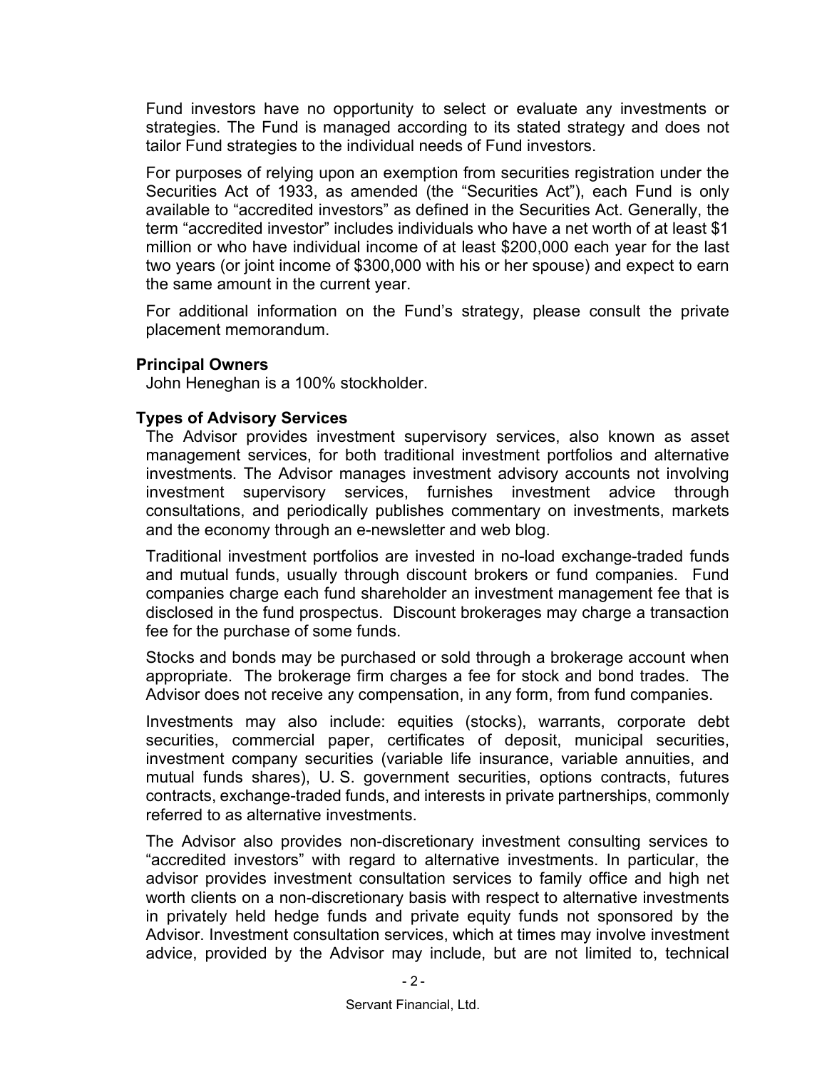Fund investors have no opportunity to select or evaluate any investments or strategies. The Fund is managed according to its stated strategy and does not tailor Fund strategies to the individual needs of Fund investors.

For purposes of relying upon an exemption from securities registration under the Securities Act of 1933, as amended (the "Securities Act"), each Fund is only available to "accredited investors" as defined in the Securities Act. Generally, the term "accredited investor" includes individuals who have a net worth of at least $1 million or who have individual income of at least $200,000 each year for the last two years (or joint income of $300,000 with his or her spouse) and expect to earn the same amount in the current year.

For additional information on the Fund's strategy, please consult the private placement memorandum.

### Principal Owners

John Heneghan is a 100% stockholder.

### Types of Advisory Services

The Advisor provides investment supervisory services, also known as asset management services, for both traditional investment portfolios and alternative investments. The Advisor manages investment advisory accounts not involving investment supervisory services, furnishes investment advice through consultations, and periodically publishes commentary on investments, markets and the economy through an e-newsletter and web blog.

Traditional investment portfolios are invested in no-load exchange-traded funds and mutual funds, usually through discount brokers or fund companies. Fund companies charge each fund shareholder an investment management fee that is disclosed in the fund prospectus. Discount brokerages may charge a transaction fee for the purchase of some funds.

Stocks and bonds may be purchased or sold through a brokerage account when appropriate. The brokerage firm charges a fee for stock and bond trades. The Advisor does not receive any compensation, in any form, from fund companies.

Investments may also include: equities (stocks), warrants, corporate debt securities, commercial paper, certificates of deposit, municipal securities, investment company securities (variable life insurance, variable annuities, and mutual funds shares), U. S. government securities, options contracts, futures contracts, exchange-traded funds, and interests in private partnerships, commonly referred to as alternative investments.

The Advisor also provides non-discretionary investment consulting services to "accredited investors" with regard to alternative investments. In particular, the advisor provides investment consultation services to family office and high net worth clients on a non-discretionary basis with respect to alternative investments in privately held hedge funds and private equity funds not sponsored by the Advisor. Investment consultation services, which at times may involve investment advice, provided by the Advisor may include, but are not limited to, technical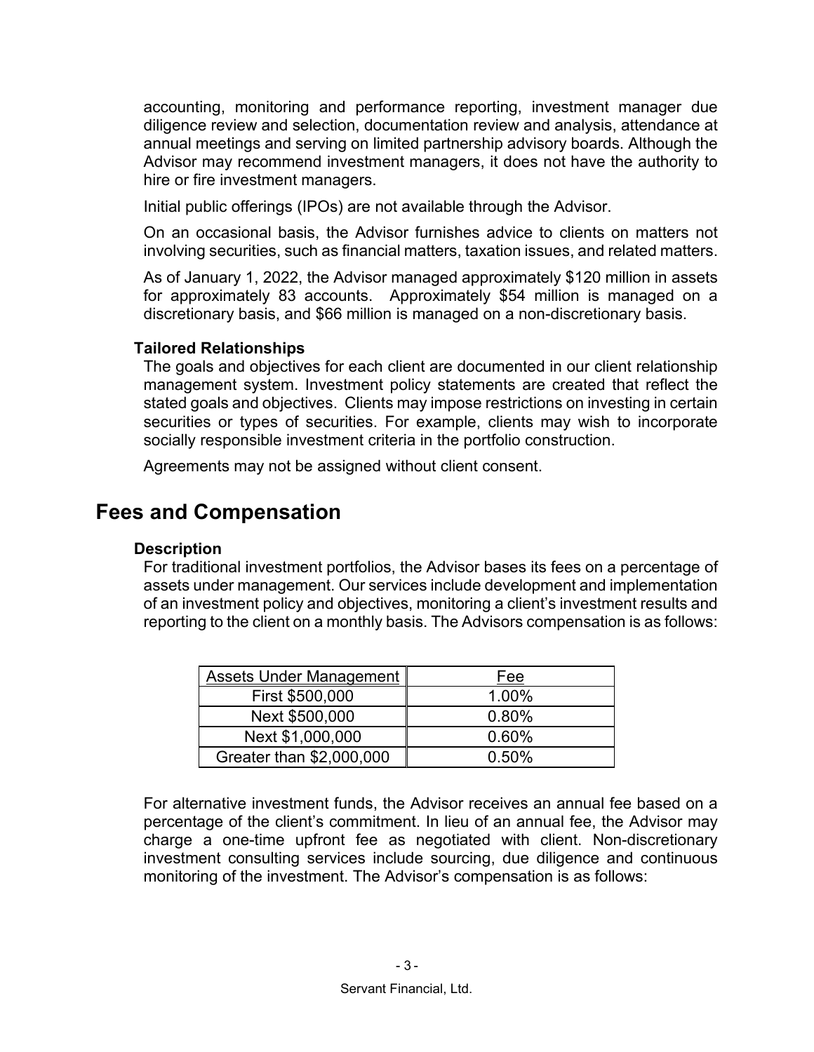accounting, monitoring and performance reporting, investment manager due diligence review and selection, documentation review and analysis, attendance at annual meetings and serving on limited partnership advisory boards. Although the Advisor may recommend investment managers, it does not have the authority to hire or fire investment managers.

Initial public offerings (IPOs) are not available through the Advisor.

On an occasional basis, the Advisor furnishes advice to clients on matters not involving securities, such as financial matters, taxation issues, and related matters.

As of January 1, 2022, the Advisor managed approximately $120 million in assets for approximately 83 accounts. Approximately $54 million is managed on a discretionary basis, and $66 million is managed on a non-discretionary basis.

### Tailored Relationships

The goals and objectives for each client are documented in our client relationship management system. Investment policy statements are created that reflect the stated goals and objectives. Clients may impose restrictions on investing in certain securities or types of securities. For example, clients may wish to incorporate socially responsible investment criteria in the portfolio construction.

Agreements may not be assigned without client consent.

## Fees and Compensation

### Description

For traditional investment portfolios, the Advisor bases its fees on a percentage of assets under management. Our services include development and implementation of an investment policy and objectives, monitoring a client's investment results and reporting to the client on a monthly basis. The Advisors compensation is as follows:

| Assets Under Management | Fee |
|---|---|
| First $500,000 | 1.00% |
| Next $500,000 | 0.80% |
| Next $1,000,000 | 0.60% |
| Greater than $2,000,000 | 0.50% |

For alternative investment funds, the Advisor receives an annual fee based on a percentage of the client's commitment. In lieu of an annual fee, the Advisor may charge a one-time upfront fee as negotiated with client. Non-discretionary investment consulting services include sourcing, due diligence and continuous monitoring of the investment. The Advisor's compensation is as follows: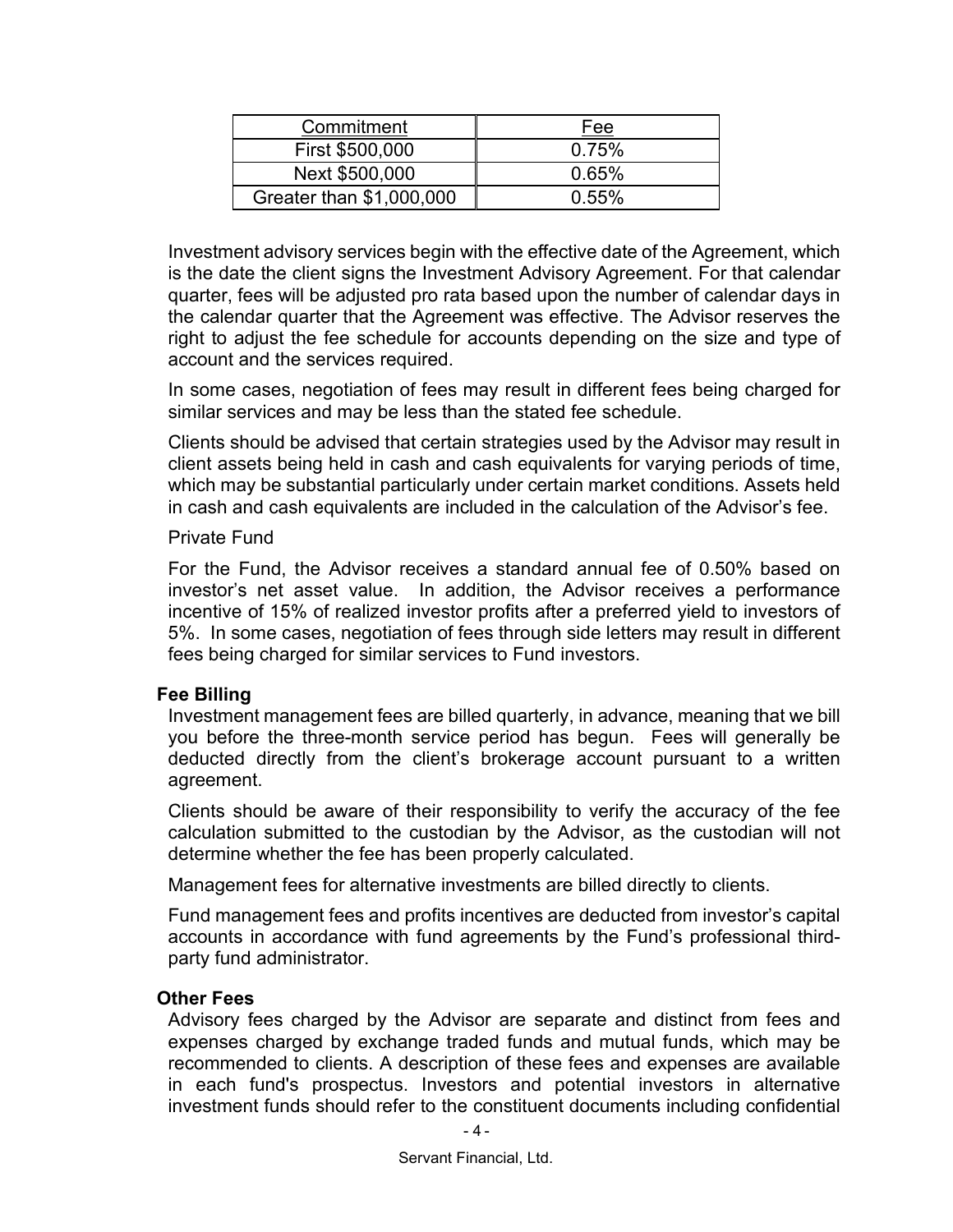| Commitment | Fee |
| --- | --- |
| First $500,000 | 0.75% |
| Next $500,000 | 0.65% |
| Greater than $1,000,000 | 0.55% |

Investment advisory services begin with the effective date of the Agreement, which is the date the client signs the Investment Advisory Agreement. For that calendar quarter, fees will be adjusted pro rata based upon the number of calendar days in the calendar quarter that the Agreement was effective. The Advisor reserves the right to adjust the fee schedule for accounts depending on the size and type of account and the services required.

In some cases, negotiation of fees may result in different fees being charged for similar services and may be less than the stated fee schedule.

Clients should be advised that certain strategies used by the Advisor may result in client assets being held in cash and cash equivalents for varying periods of time, which may be substantial particularly under certain market conditions. Assets held in cash and cash equivalents are included in the calculation of the Advisor's fee.

Private Fund

For the Fund, the Advisor receives a standard annual fee of 0.50% based on investor's net asset value. In addition, the Advisor receives a performance incentive of 15% of realized investor profits after a preferred yield to investors of 5%. In some cases, negotiation of fees through side letters may result in different fees being charged for similar services to Fund investors.

**Fee Billing**

Investment management fees are billed quarterly, in advance, meaning that we bill you before the three-month service period has begun. Fees will generally be deducted directly from the client's brokerage account pursuant to a written agreement.

Clients should be aware of their responsibility to verify the accuracy of the fee calculation submitted to the custodian by the Advisor, as the custodian will not determine whether the fee has been properly calculated.

Management fees for alternative investments are billed directly to clients.

Fund management fees and profits incentives are deducted from investor's capital accounts in accordance with fund agreements by the Fund's professional third-party fund administrator.

**Other Fees**

Advisory fees charged by the Advisor are separate and distinct from fees and expenses charged by exchange traded funds and mutual funds, which may be recommended to clients. A description of these fees and expenses are available in each fund's prospectus. Investors and potential investors in alternative investment funds should refer to the constituent documents including confidential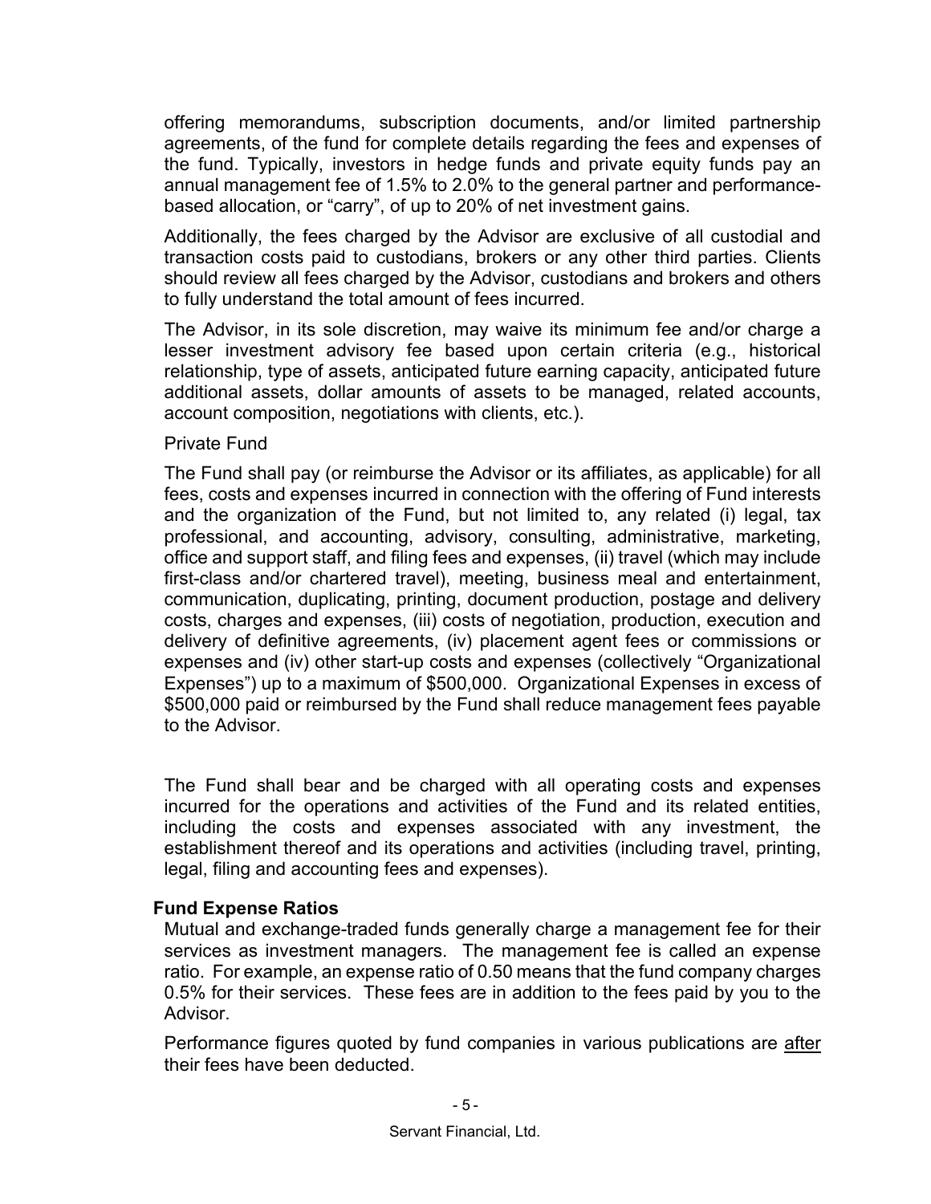offering memorandums, subscription documents, and/or limited partnership agreements, of the fund for complete details regarding the fees and expenses of the fund. Typically, investors in hedge funds and private equity funds pay an annual management fee of 1.5% to 2.0% to the general partner and performance-based allocation, or "carry", of up to 20% of net investment gains.

Additionally, the fees charged by the Advisor are exclusive of all custodial and transaction costs paid to custodians, brokers or any other third parties. Clients should review all fees charged by the Advisor, custodians and brokers and others to fully understand the total amount of fees incurred.

The Advisor, in its sole discretion, may waive its minimum fee and/or charge a lesser investment advisory fee based upon certain criteria (e.g., historical relationship, type of assets, anticipated future earning capacity, anticipated future additional assets, dollar amounts of assets to be managed, related accounts, account composition, negotiations with clients, etc.).

Private Fund

The Fund shall pay (or reimburse the Advisor or its affiliates, as applicable) for all fees, costs and expenses incurred in connection with the offering of Fund interests and the organization of the Fund, but not limited to, any related (i) legal, tax professional, and accounting, advisory, consulting, administrative, marketing, office and support staff, and filing fees and expenses, (ii) travel (which may include first-class and/or chartered travel), meeting, business meal and entertainment, communication, duplicating, printing, document production, postage and delivery costs, charges and expenses, (iii) costs of negotiation, production, execution and delivery of definitive agreements, (iv) placement agent fees or commissions or expenses and (iv) other start-up costs and expenses (collectively "Organizational Expenses") up to a maximum of $500,000. Organizational Expenses in excess of $500,000 paid or reimbursed by the Fund shall reduce management fees payable to the Advisor.

The Fund shall bear and be charged with all operating costs and expenses incurred for the operations and activities of the Fund and its related entities, including the costs and expenses associated with any investment, the establishment thereof and its operations and activities (including travel, printing, legal, filing and accounting fees and expenses).

**Fund Expense Ratios**

Mutual and exchange-traded funds generally charge a management fee for their services as investment managers. The management fee is called an expense ratio. For example, an expense ratio of 0.50 means that the fund company charges 0.5% for their services. These fees are in addition to the fees paid by you to the Advisor.

Performance figures quoted by fund companies in various publications are after their fees have been deducted.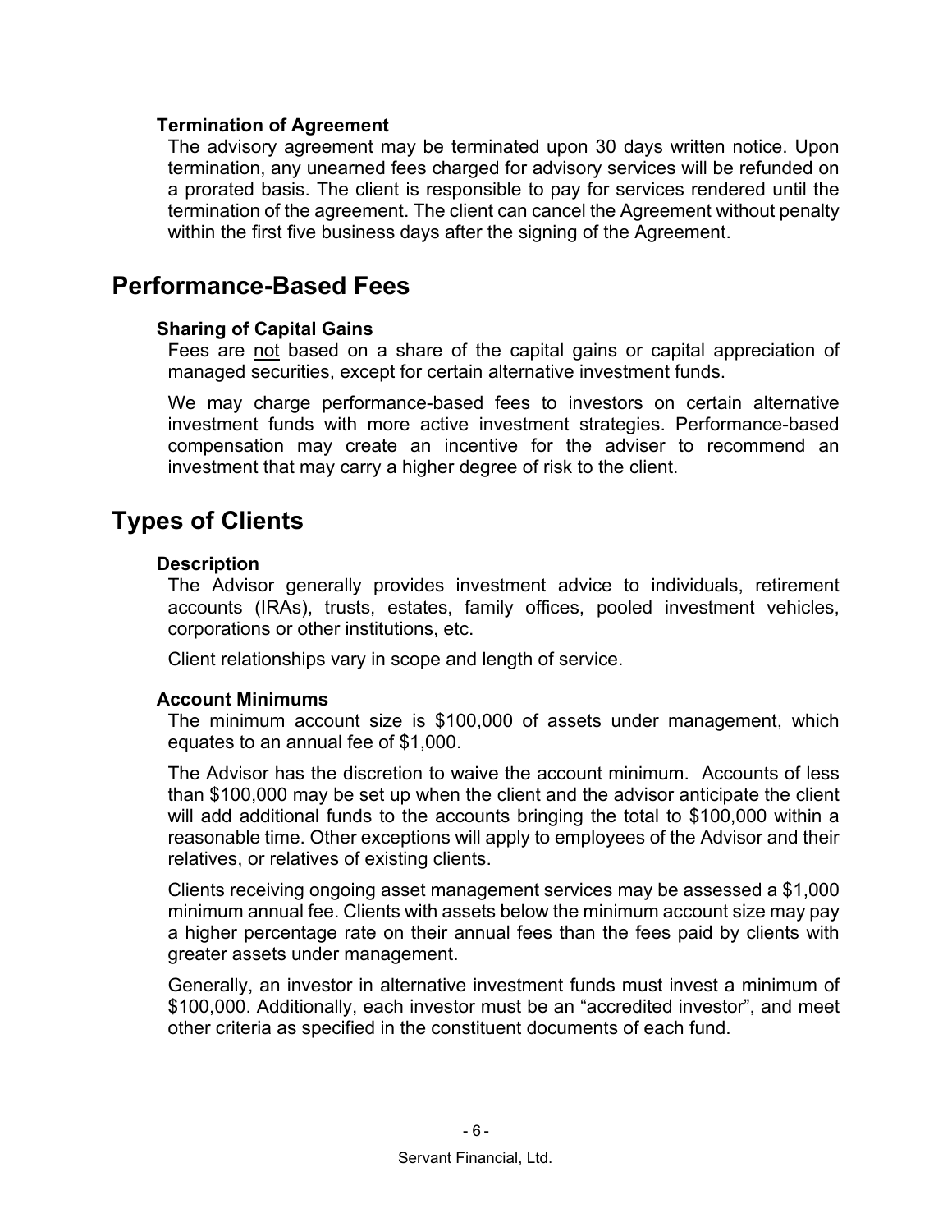### Termination of Agreement

The advisory agreement may be terminated upon 30 days written notice. Upon termination, any unearned fees charged for advisory services will be refunded on a prorated basis. The client is responsible to pay for services rendered until the termination of the agreement. The client can cancel the Agreement without penalty within the first five business days after the signing of the Agreement.

## Performance-Based Fees

### Sharing of Capital Gains

Fees are not based on a share of the capital gains or capital appreciation of managed securities, except for certain alternative investment funds.

We may charge performance-based fees to investors on certain alternative investment funds with more active investment strategies. Performance-based compensation may create an incentive for the adviser to recommend an investment that may carry a higher degree of risk to the client.

## Types of Clients

### Description

The Advisor generally provides investment advice to individuals, retirement accounts (IRAs), trusts, estates, family offices, pooled investment vehicles, corporations or other institutions, etc.

Client relationships vary in scope and length of service.

### Account Minimums

The minimum account size is $100,000 of assets under management, which equates to an annual fee of $1,000.

The Advisor has the discretion to waive the account minimum. Accounts of less than $100,000 may be set up when the client and the advisor anticipate the client will add additional funds to the accounts bringing the total to $100,000 within a reasonable time. Other exceptions will apply to employees of the Advisor and their relatives, or relatives of existing clients.

Clients receiving ongoing asset management services may be assessed a $1,000 minimum annual fee. Clients with assets below the minimum account size may pay a higher percentage rate on their annual fees than the fees paid by clients with greater assets under management.

Generally, an investor in alternative investment funds must invest a minimum of $100,000. Additionally, each investor must be an "accredited investor", and meet other criteria as specified in the constituent documents of each fund.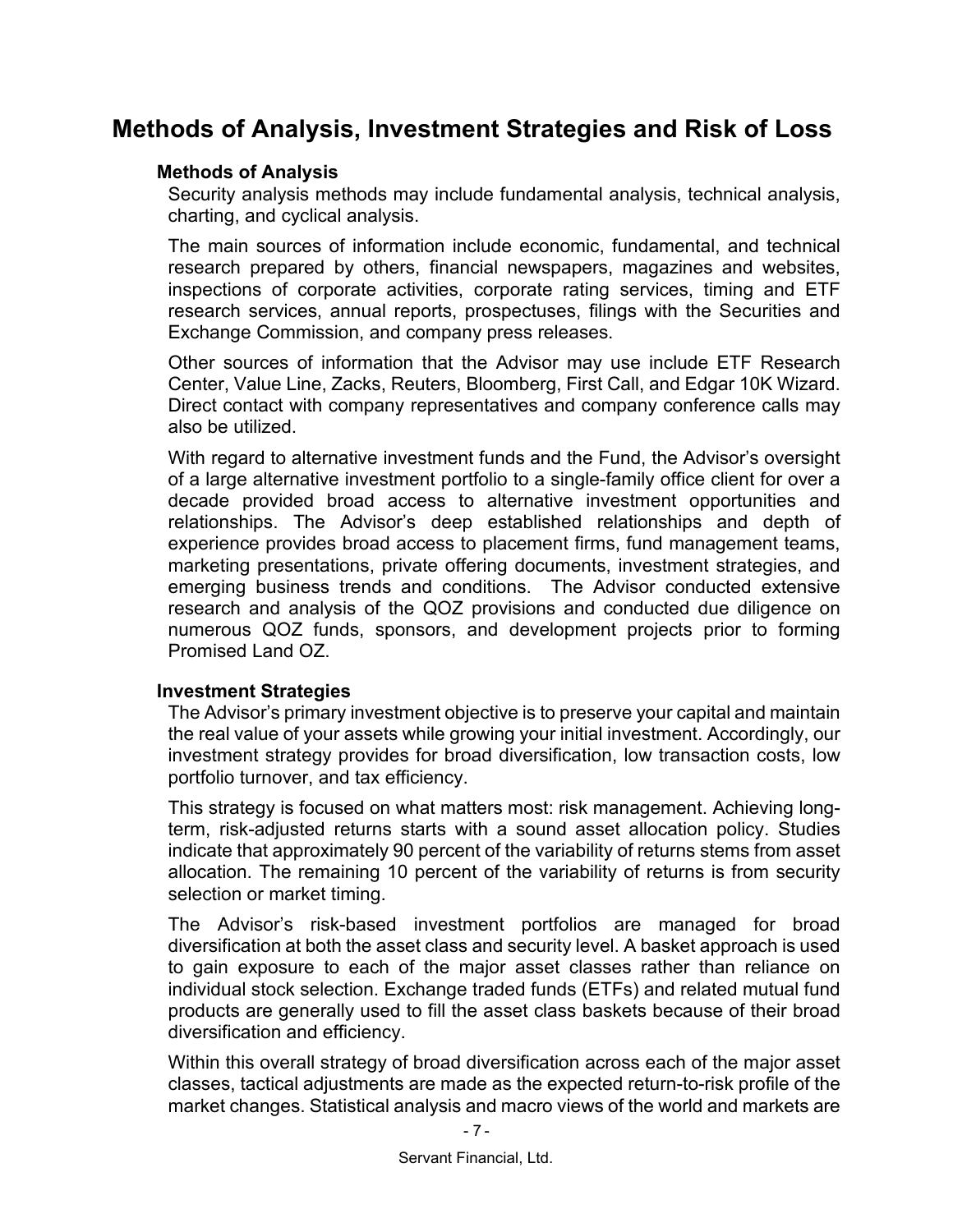# Methods of Analysis, Investment Strategies and Risk of Loss

### Methods of Analysis

Security analysis methods may include fundamental analysis, technical analysis, charting, and cyclical analysis.

The main sources of information include economic, fundamental, and technical research prepared by others, financial newspapers, magazines and websites, inspections of corporate activities, corporate rating services, timing and ETF research services, annual reports, prospectuses, filings with the Securities and Exchange Commission, and company press releases.

Other sources of information that the Advisor may use include ETF Research Center, Value Line, Zacks, Reuters, Bloomberg, First Call, and Edgar 10K Wizard. Direct contact with company representatives and company conference calls may also be utilized.

With regard to alternative investment funds and the Fund, the Advisor's oversight of a large alternative investment portfolio to a single-family office client for over a decade provided broad access to alternative investment opportunities and relationships. The Advisor's deep established relationships and depth of experience provides broad access to placement firms, fund management teams, marketing presentations, private offering documents, investment strategies, and emerging business trends and conditions. The Advisor conducted extensive research and analysis of the QOZ provisions and conducted due diligence on numerous QOZ funds, sponsors, and development projects prior to forming Promised Land OZ.

### Investment Strategies

The Advisor's primary investment objective is to preserve your capital and maintain the real value of your assets while growing your initial investment. Accordingly, our investment strategy provides for broad diversification, low transaction costs, low portfolio turnover, and tax efficiency.

This strategy is focused on what matters most: risk management. Achieving long-term, risk-adjusted returns starts with a sound asset allocation policy. Studies indicate that approximately 90 percent of the variability of returns stems from asset allocation. The remaining 10 percent of the variability of returns is from security selection or market timing.

The Advisor's risk-based investment portfolios are managed for broad diversification at both the asset class and security level. A basket approach is used to gain exposure to each of the major asset classes rather than reliance on individual stock selection. Exchange traded funds (ETFs) and related mutual fund products are generally used to fill the asset class baskets because of their broad diversification and efficiency.

Within this overall strategy of broad diversification across each of the major asset classes, tactical adjustments are made as the expected return-to-risk profile of the market changes. Statistical analysis and macro views of the world and markets are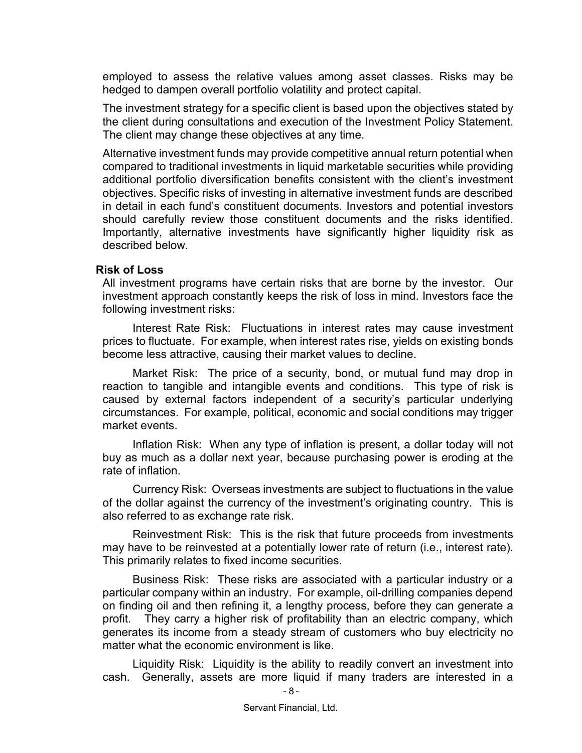employed to assess the relative values among asset classes. Risks may be hedged to dampen overall portfolio volatility and protect capital.

The investment strategy for a specific client is based upon the objectives stated by the client during consultations and execution of the Investment Policy Statement. The client may change these objectives at any time.

Alternative investment funds may provide competitive annual return potential when compared to traditional investments in liquid marketable securities while providing additional portfolio diversification benefits consistent with the client's investment objectives. Specific risks of investing in alternative investment funds are described in detail in each fund's constituent documents. Investors and potential investors should carefully review those constituent documents and the risks identified. Importantly, alternative investments have significantly higher liquidity risk as described below.

**Risk of Loss**

All investment programs have certain risks that are borne by the investor. Our investment approach constantly keeps the risk of loss in mind. Investors face the following investment risks:

Interest Rate Risk: Fluctuations in interest rates may cause investment prices to fluctuate. For example, when interest rates rise, yields on existing bonds become less attractive, causing their market values to decline.

Market Risk: The price of a security, bond, or mutual fund may drop in reaction to tangible and intangible events and conditions. This type of risk is caused by external factors independent of a security's particular underlying circumstances. For example, political, economic and social conditions may trigger market events.

Inflation Risk: When any type of inflation is present, a dollar today will not buy as much as a dollar next year, because purchasing power is eroding at the rate of inflation.

Currency Risk: Overseas investments are subject to fluctuations in the value of the dollar against the currency of the investment's originating country. This is also referred to as exchange rate risk.

Reinvestment Risk: This is the risk that future proceeds from investments may have to be reinvested at a potentially lower rate of return (i.e., interest rate). This primarily relates to fixed income securities.

Business Risk: These risks are associated with a particular industry or a particular company within an industry. For example, oil-drilling companies depend on finding oil and then refining it, a lengthy process, before they can generate a profit. They carry a higher risk of profitability than an electric company, which generates its income from a steady stream of customers who buy electricity no matter what the economic environment is like.

Liquidity Risk: Liquidity is the ability to readily convert an investment into cash. Generally, assets are more liquid if many traders are interested in a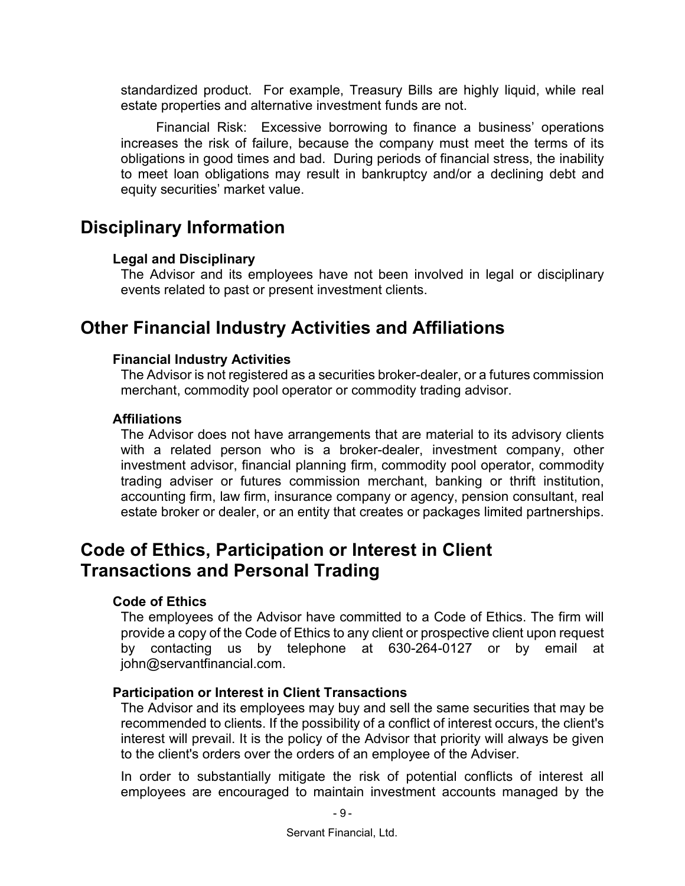standardized product. For example, Treasury Bills are highly liquid, while real estate properties and alternative investment funds are not.

Financial Risk: Excessive borrowing to finance a business' operations increases the risk of failure, because the company must meet the terms of its obligations in good times and bad. During periods of financial stress, the inability to meet loan obligations may result in bankruptcy and/or a declining debt and equity securities' market value.

# Disciplinary Information

### Legal and Disciplinary

The Advisor and its employees have not been involved in legal or disciplinary events related to past or present investment clients.

# Other Financial Industry Activities and Affiliations

### Financial Industry Activities

The Advisor is not registered as a securities broker-dealer, or a futures commission merchant, commodity pool operator or commodity trading advisor.

### Affiliations

The Advisor does not have arrangements that are material to its advisory clients with a related person who is a broker-dealer, investment company, other investment advisor, financial planning firm, commodity pool operator, commodity trading adviser or futures commission merchant, banking or thrift institution, accounting firm, law firm, insurance company or agency, pension consultant, real estate broker or dealer, or an entity that creates or packages limited partnerships.

# Code of Ethics, Participation or Interest in Client Transactions and Personal Trading

### Code of Ethics

The employees of the Advisor have committed to a Code of Ethics. The firm will provide a copy of the Code of Ethics to any client or prospective client upon request by contacting us by telephone at 630-264-0127 or by email at john@servantfinancial.com.

### Participation or Interest in Client Transactions

The Advisor and its employees may buy and sell the same securities that may be recommended to clients. If the possibility of a conflict of interest occurs, the client's interest will prevail. It is the policy of the Advisor that priority will always be given to the client's orders over the orders of an employee of the Adviser.

In order to substantially mitigate the risk of potential conflicts of interest all employees are encouraged to maintain investment accounts managed by the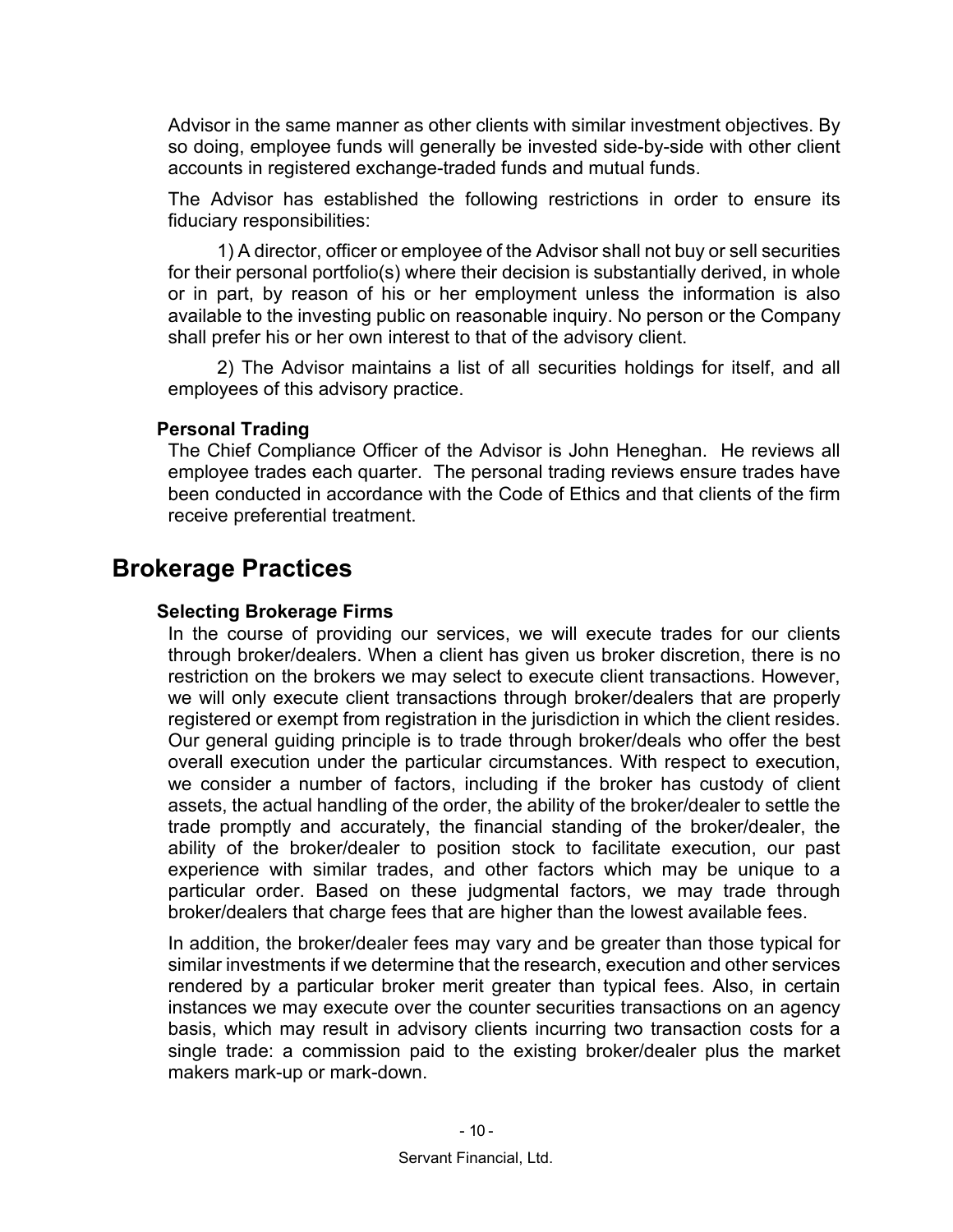Advisor in the same manner as other clients with similar investment objectives. By so doing, employee funds will generally be invested side-by-side with other client accounts in registered exchange-traded funds and mutual funds.

The Advisor has established the following restrictions in order to ensure its fiduciary responsibilities:

1) A director, officer or employee of the Advisor shall not buy or sell securities for their personal portfolio(s) where their decision is substantially derived, in whole or in part, by reason of his or her employment unless the information is also available to the investing public on reasonable inquiry. No person or the Company shall prefer his or her own interest to that of the advisory client.

2) The Advisor maintains a list of all securities holdings for itself, and all employees of this advisory practice.

### Personal Trading

The Chief Compliance Officer of the Advisor is John Heneghan. He reviews all employee trades each quarter. The personal trading reviews ensure trades have been conducted in accordance with the Code of Ethics and that clients of the firm receive preferential treatment.

## Brokerage Practices

### Selecting Brokerage Firms

In the course of providing our services, we will execute trades for our clients through broker/dealers. When a client has given us broker discretion, there is no restriction on the brokers we may select to execute client transactions. However, we will only execute client transactions through broker/dealers that are properly registered or exempt from registration in the jurisdiction in which the client resides. Our general guiding principle is to trade through broker/deals who offer the best overall execution under the particular circumstances. With respect to execution, we consider a number of factors, including if the broker has custody of client assets, the actual handling of the order, the ability of the broker/dealer to settle the trade promptly and accurately, the financial standing of the broker/dealer, the ability of the broker/dealer to position stock to facilitate execution, our past experience with similar trades, and other factors which may be unique to a particular order. Based on these judgmental factors, we may trade through broker/dealers that charge fees that are higher than the lowest available fees.

In addition, the broker/dealer fees may vary and be greater than those typical for similar investments if we determine that the research, execution and other services rendered by a particular broker merit greater than typical fees. Also, in certain instances we may execute over the counter securities transactions on an agency basis, which may result in advisory clients incurring two transaction costs for a single trade: a commission paid to the existing broker/dealer plus the market makers mark-up or mark-down.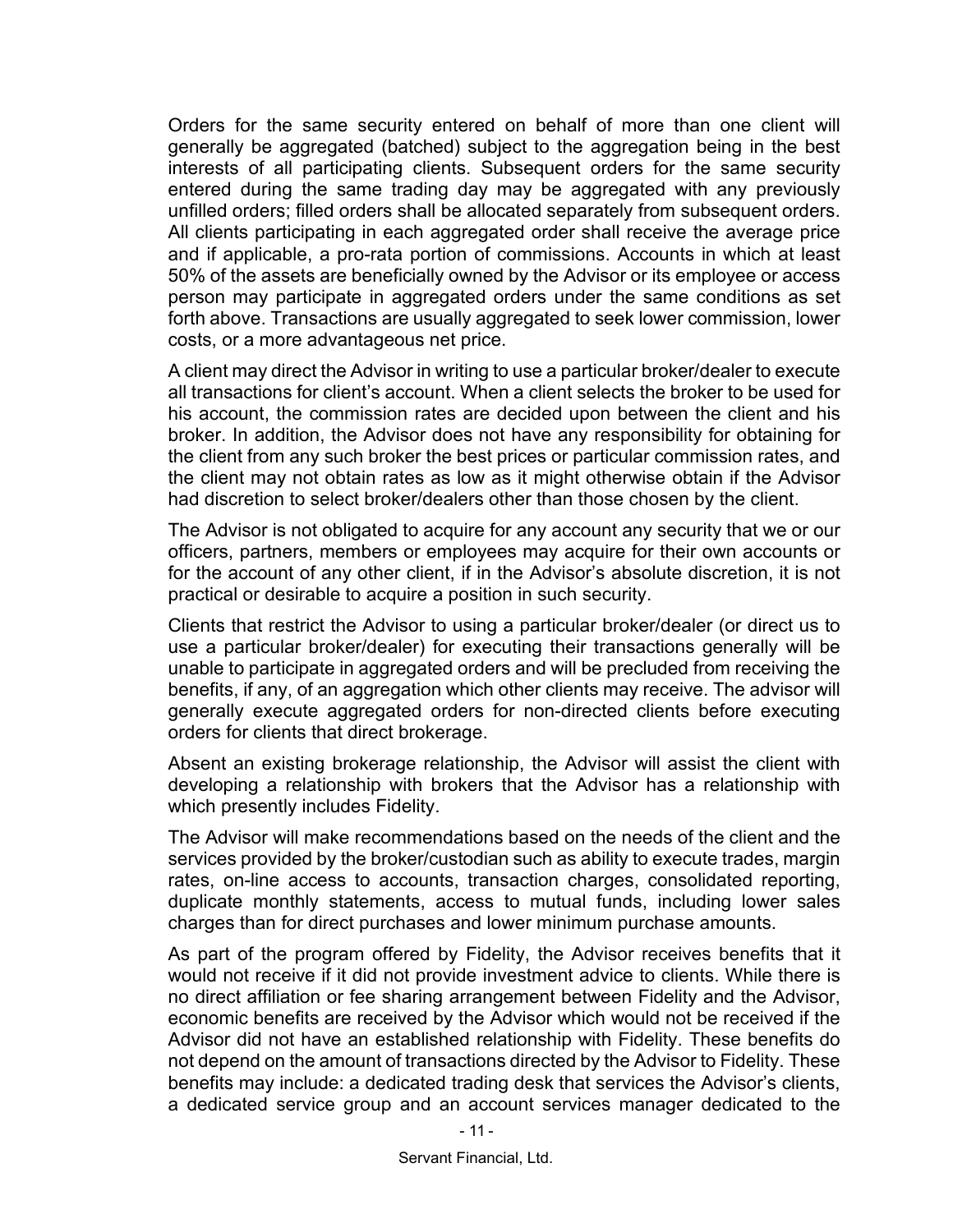Orders for the same security entered on behalf of more than one client will generally be aggregated (batched) subject to the aggregation being in the best interests of all participating clients. Subsequent orders for the same security entered during the same trading day may be aggregated with any previously unfilled orders; filled orders shall be allocated separately from subsequent orders. All clients participating in each aggregated order shall receive the average price and if applicable, a pro-rata portion of commissions. Accounts in which at least 50% of the assets are beneficially owned by the Advisor or its employee or access person may participate in aggregated orders under the same conditions as set forth above. Transactions are usually aggregated to seek lower commission, lower costs, or a more advantageous net price.

A client may direct the Advisor in writing to use a particular broker/dealer to execute all transactions for client's account. When a client selects the broker to be used for his account, the commission rates are decided upon between the client and his broker. In addition, the Advisor does not have any responsibility for obtaining for the client from any such broker the best prices or particular commission rates, and the client may not obtain rates as low as it might otherwise obtain if the Advisor had discretion to select broker/dealers other than those chosen by the client.

The Advisor is not obligated to acquire for any account any security that we or our officers, partners, members or employees may acquire for their own accounts or for the account of any other client, if in the Advisor's absolute discretion, it is not practical or desirable to acquire a position in such security.

Clients that restrict the Advisor to using a particular broker/dealer (or direct us to use a particular broker/dealer) for executing their transactions generally will be unable to participate in aggregated orders and will be precluded from receiving the benefits, if any, of an aggregation which other clients may receive. The advisor will generally execute aggregated orders for non-directed clients before executing orders for clients that direct brokerage.

Absent an existing brokerage relationship, the Advisor will assist the client with developing a relationship with brokers that the Advisor has a relationship with which presently includes Fidelity.

The Advisor will make recommendations based on the needs of the client and the services provided by the broker/custodian such as ability to execute trades, margin rates, on-line access to accounts, transaction charges, consolidated reporting, duplicate monthly statements, access to mutual funds, including lower sales charges than for direct purchases and lower minimum purchase amounts.

As part of the program offered by Fidelity, the Advisor receives benefits that it would not receive if it did not provide investment advice to clients. While there is no direct affiliation or fee sharing arrangement between Fidelity and the Advisor, economic benefits are received by the Advisor which would not be received if the Advisor did not have an established relationship with Fidelity. These benefits do not depend on the amount of transactions directed by the Advisor to Fidelity. These benefits may include: a dedicated trading desk that services the Advisor's clients, a dedicated service group and an account services manager dedicated to the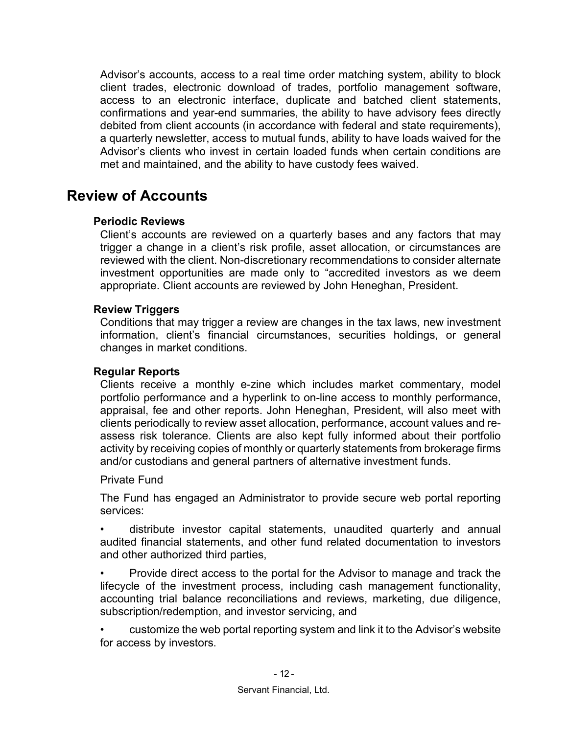Advisor's accounts, access to a real time order matching system, ability to block client trades, electronic download of trades, portfolio management software, access to an electronic interface, duplicate and batched client statements, confirmations and year-end summaries, the ability to have advisory fees directly debited from client accounts (in accordance with federal and state requirements), a quarterly newsletter, access to mutual funds, ability to have loads waived for the Advisor's clients who invest in certain loaded funds when certain conditions are met and maintained, and the ability to have custody fees waived.

## Review of Accounts

### Periodic Reviews

Client's accounts are reviewed on a quarterly bases and any factors that may trigger a change in a client's risk profile, asset allocation, or circumstances are reviewed with the client. Non-discretionary recommendations to consider alternate investment opportunities are made only to "accredited investors as we deem appropriate. Client accounts are reviewed by John Heneghan, President.

### Review Triggers

Conditions that may trigger a review are changes in the tax laws, new investment information, client's financial circumstances, securities holdings, or general changes in market conditions.

### Regular Reports

Clients receive a monthly e-zine which includes market commentary, model portfolio performance and a hyperlink to on-line access to monthly performance, appraisal, fee and other reports. John Heneghan, President, will also meet with clients periodically to review asset allocation, performance, account values and re-assess risk tolerance. Clients are also kept fully informed about their portfolio activity by receiving copies of monthly or quarterly statements from brokerage firms and/or custodians and general partners of alternative investment funds.

Private Fund

The Fund has engaged an Administrator to provide secure web portal reporting services:

- distribute investor capital statements, unaudited quarterly and annual audited financial statements, and other fund related documentation to investors and other authorized third parties,
- Provide direct access to the portal for the Advisor to manage and track the lifecycle of the investment process, including cash management functionality, accounting trial balance reconciliations and reviews, marketing, due diligence, subscription/redemption, and investor servicing, and
- customize the web portal reporting system and link it to the Advisor's website for access by investors.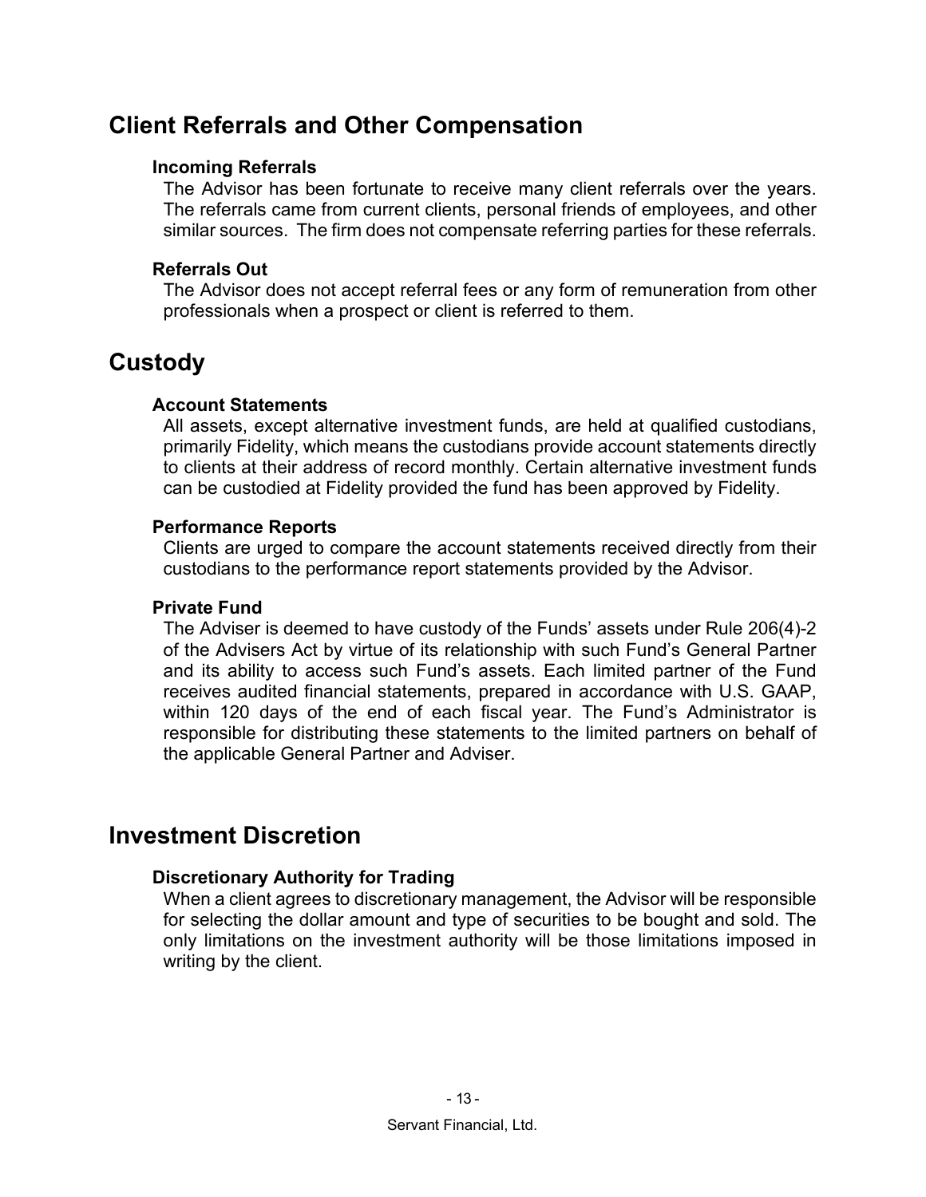## Client Referrals and Other Compensation

### Incoming Referrals

The Advisor has been fortunate to receive many client referrals over the years. The referrals came from current clients, personal friends of employees, and other similar sources. The firm does not compensate referring parties for these referrals.

### Referrals Out

The Advisor does not accept referral fees or any form of remuneration from other professionals when a prospect or client is referred to them.

## Custody

### Account Statements

All assets, except alternative investment funds, are held at qualified custodians, primarily Fidelity, which means the custodians provide account statements directly to clients at their address of record monthly. Certain alternative investment funds can be custodied at Fidelity provided the fund has been approved by Fidelity.

### Performance Reports

Clients are urged to compare the account statements received directly from their custodians to the performance report statements provided by the Advisor.

### Private Fund

The Adviser is deemed to have custody of the Funds' assets under Rule 206(4)-2 of the Advisers Act by virtue of its relationship with such Fund's General Partner and its ability to access such Fund's assets. Each limited partner of the Fund receives audited financial statements, prepared in accordance with U.S. GAAP, within 120 days of the end of each fiscal year. The Fund's Administrator is responsible for distributing these statements to the limited partners on behalf of the applicable General Partner and Adviser.

## Investment Discretion

### Discretionary Authority for Trading

When a client agrees to discretionary management, the Advisor will be responsible for selecting the dollar amount and type of securities to be bought and sold. The only limitations on the investment authority will be those limitations imposed in writing by the client.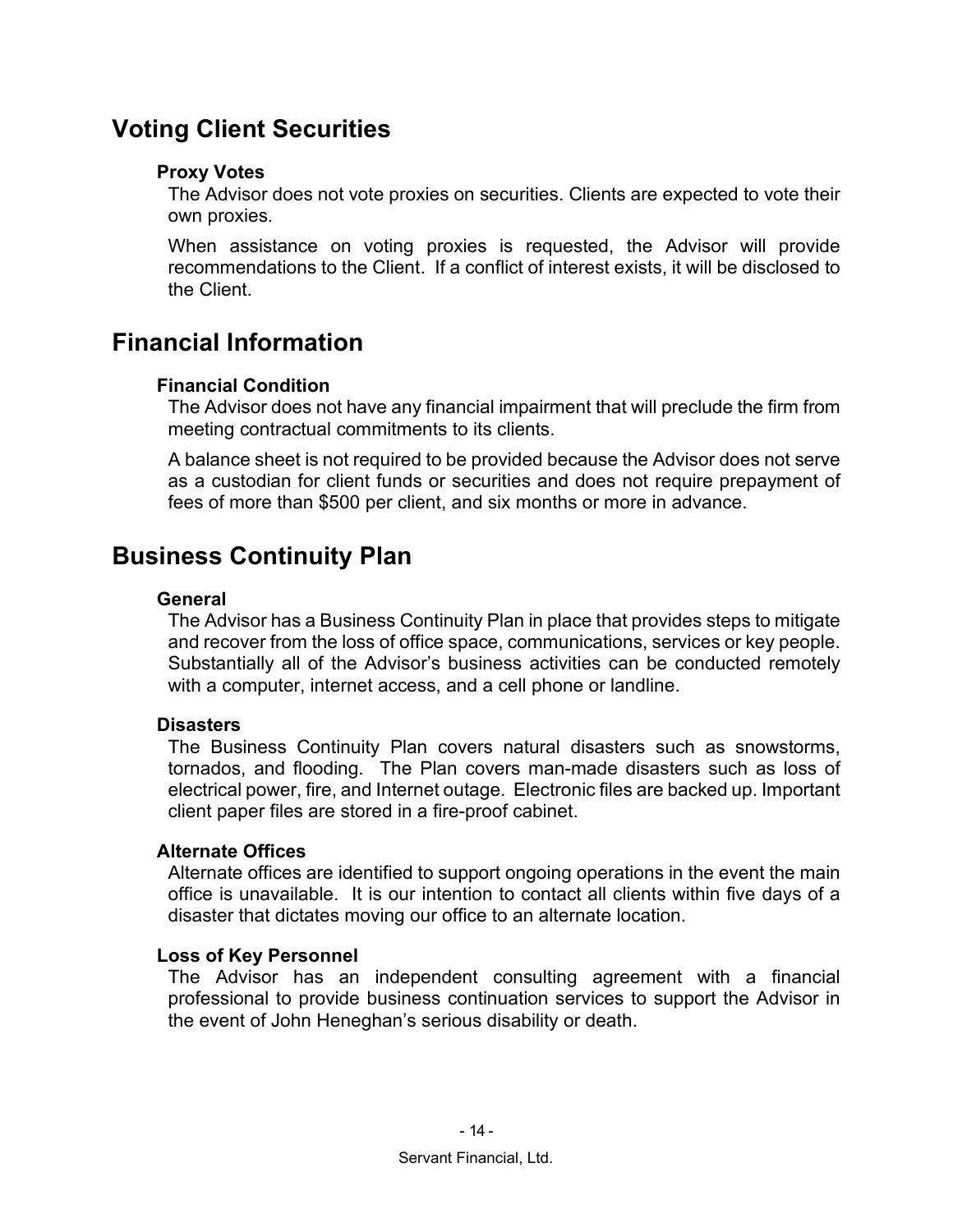## Voting Client Securities

### Proxy Votes

The Advisor does not vote proxies on securities. Clients are expected to vote their own proxies.

When assistance on voting proxies is requested, the Advisor will provide recommendations to the Client. If a conflict of interest exists, it will be disclosed to the Client.

## Financial Information

### Financial Condition

The Advisor does not have any financial impairment that will preclude the firm from meeting contractual commitments to its clients.

A balance sheet is not required to be provided because the Advisor does not serve as a custodian for client funds or securities and does not require prepayment of fees of more than $500 per client, and six months or more in advance.

## Business Continuity Plan

### General

The Advisor has a Business Continuity Plan in place that provides steps to mitigate and recover from the loss of office space, communications, services or key people. Substantially all of the Advisor's business activities can be conducted remotely with a computer, internet access, and a cell phone or landline.

### Disasters

The Business Continuity Plan covers natural disasters such as snowstorms, tornados, and flooding. The Plan covers man-made disasters such as loss of electrical power, fire, and Internet outage. Electronic files are backed up. Important client paper files are stored in a fire-proof cabinet.

### Alternate Offices

Alternate offices are identified to support ongoing operations in the event the main office is unavailable. It is our intention to contact all clients within five days of a disaster that dictates moving our office to an alternate location.

### Loss of Key Personnel

The Advisor has an independent consulting agreement with a financial professional to provide business continuation services to support the Advisor in the event of John Heneghan's serious disability or death.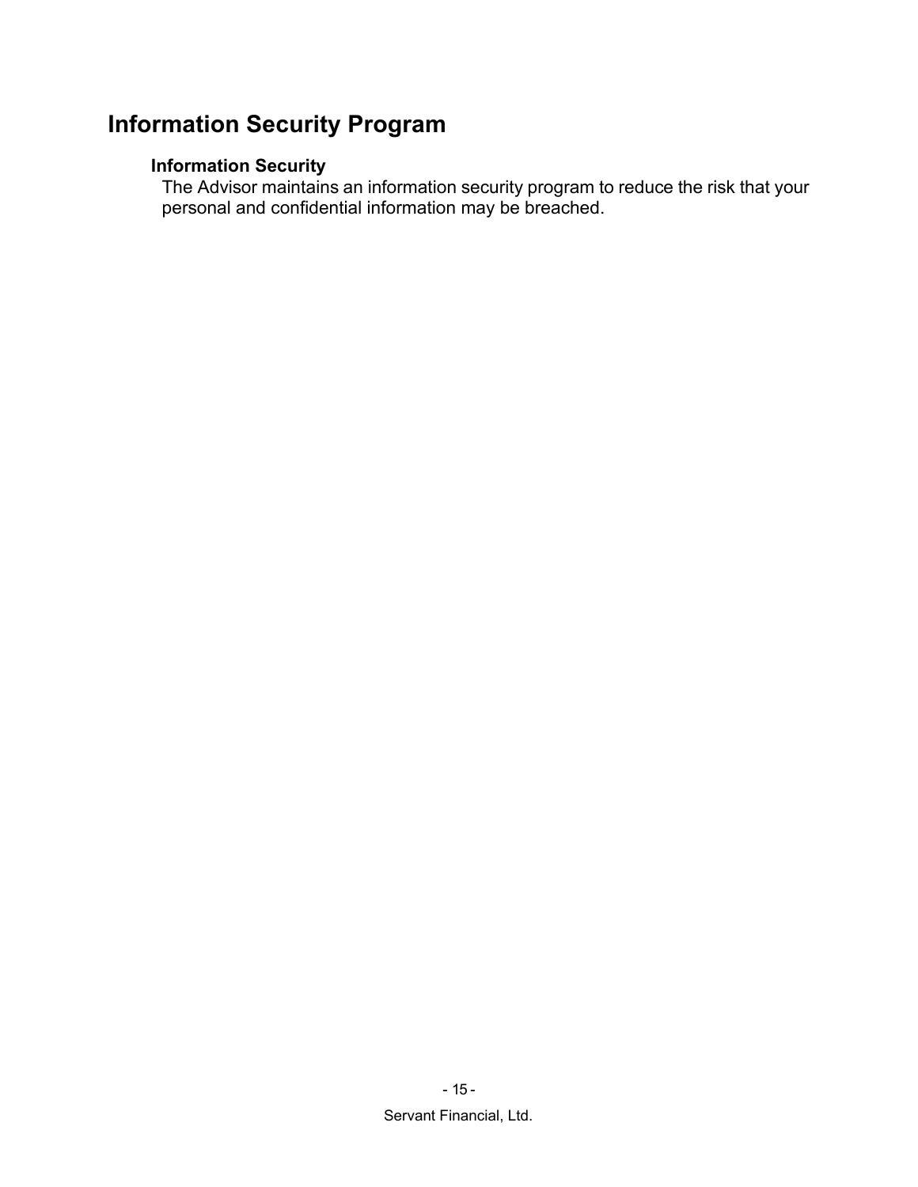# Information Security Program

## Information Security

The Advisor maintains an information security program to reduce the risk that your personal and confidential information may be breached.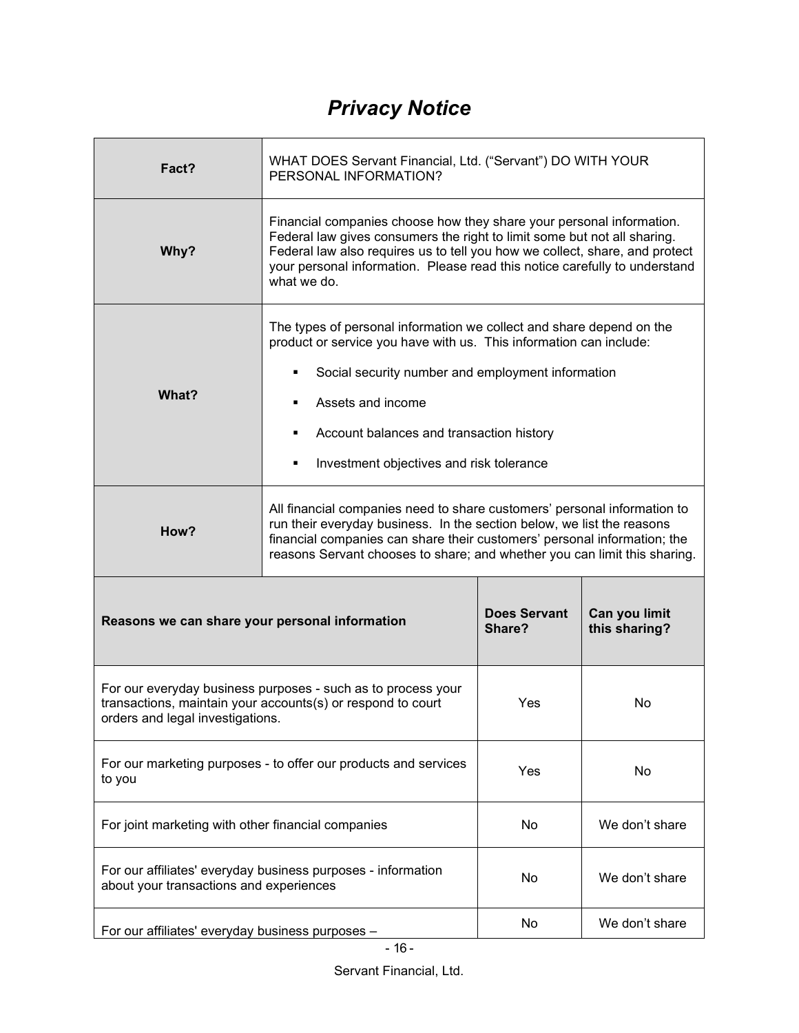# *Privacy Notice*

| Fact? | WHAT DOES Servant Financial, Ltd. ("Servant") DO WITH YOUR PERSONAL INFORMATION? |
|---|---|
| Why? | Financial companies choose how they share your personal information. Federal law gives consumers the right to limit some but not all sharing. Federal law also requires us to tell you how we collect, share, and protect your personal information. Please read this notice carefully to understand what we do. |
| What? | The types of personal information we collect and share depend on the product or service you have with us. This information can include:<br>▪ Social security number and employment information<br>▪ Assets and income<br>▪ Account balances and transaction history<br>▪ Investment objectives and risk tolerance |
| How? | All financial companies need to share customers' personal information to run their everyday business. In the section below, we list the reasons financial companies can share their customers' personal information; the reasons Servant chooses to share; and whether you can limit this sharing. |

| Reasons we can share your personal information | Does Servant Share? | Can you limit this sharing? |
|---|---|---|
| For our everyday business purposes - such as to process your transactions, maintain your accounts(s) or respond to court orders and legal investigations. | Yes | No |
| For our marketing purposes - to offer our products and services to you | Yes | No |
| For joint marketing with other financial companies | No | We don't share |
| For our affiliates' everyday business purposes - information about your transactions and experiences | No | We don't share |
| For our affiliates' everyday business purposes – | No | We don't share |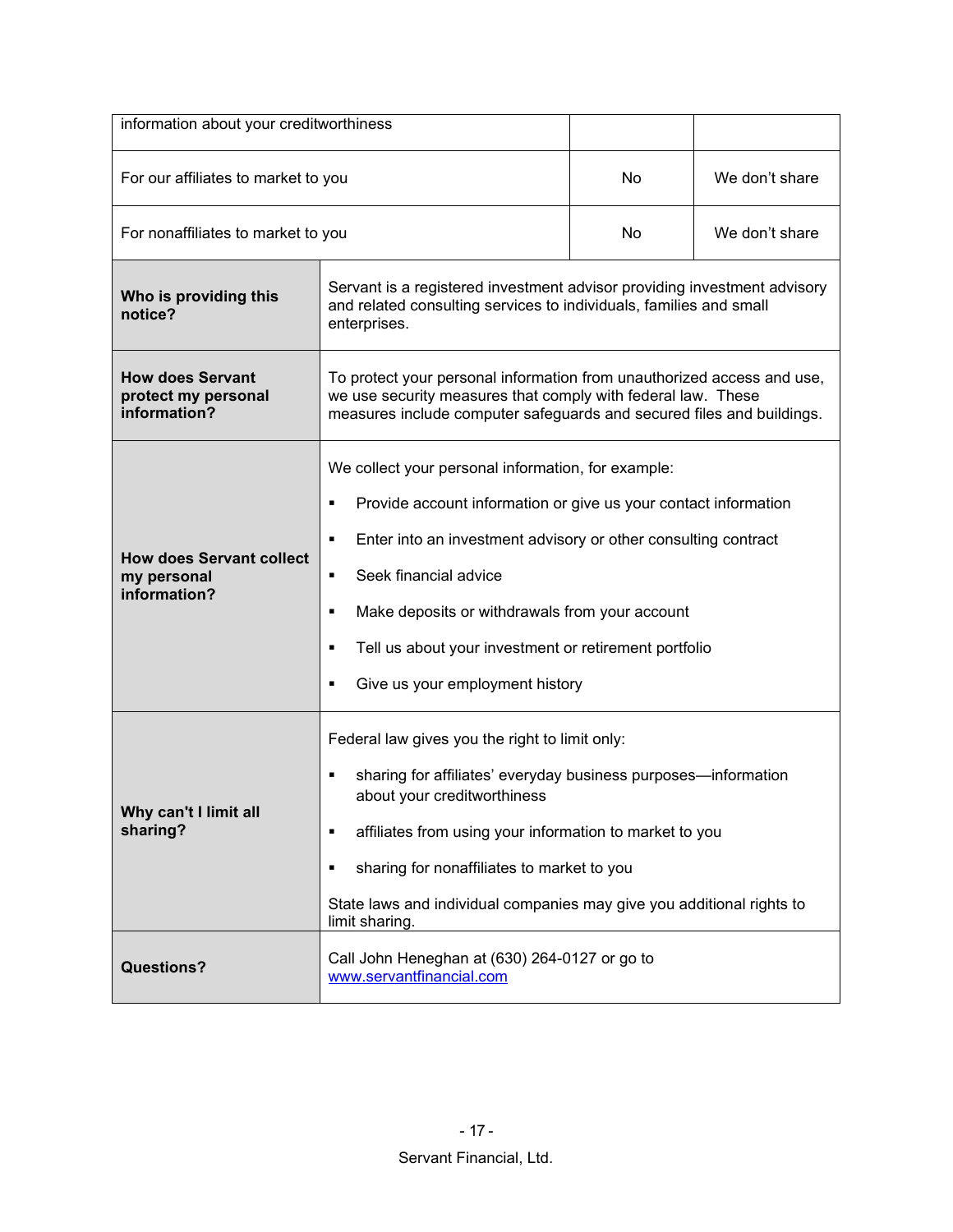| | | |
|---|---|---|
| information about your creditworthiness | | |
| For our affiliates to market to you | No | We don't share |
| For nonaffiliates to market to you | No | We don't share |

| | |
|---|---|
| **Who is providing this notice?** | Servant is a registered investment advisor providing investment advisory and related consulting services to individuals, families and small enterprises. |
| **How does Servant protect my personal information?** | To protect your personal information from unauthorized access and use, we use security measures that comply with federal law. These measures include computer safeguards and secured files and buildings. |
| **How does Servant collect my personal information?** | We collect your personal information, for example: <br>▪ Provide account information or give us your contact information <br>▪ Enter into an investment advisory or other consulting contract <br>▪ Seek financial advice <br>▪ Make deposits or withdrawals from your account <br>▪ Tell us about your investment or retirement portfolio <br>▪ Give us your employment history |
| **Why can't I limit all sharing?** | Federal law gives you the right to limit only: <br>▪ sharing for affiliates' everyday business purposes—information about your creditworthiness <br>▪ affiliates from using your information to market to you <br>▪ sharing for nonaffiliates to market to you <br>State laws and individual companies may give you additional rights to limit sharing. |
| **Questions?** | Call John Heneghan at (630) 264-0127 or go to [www.servantfinancial.com](http://www.servantfinancial.com) |